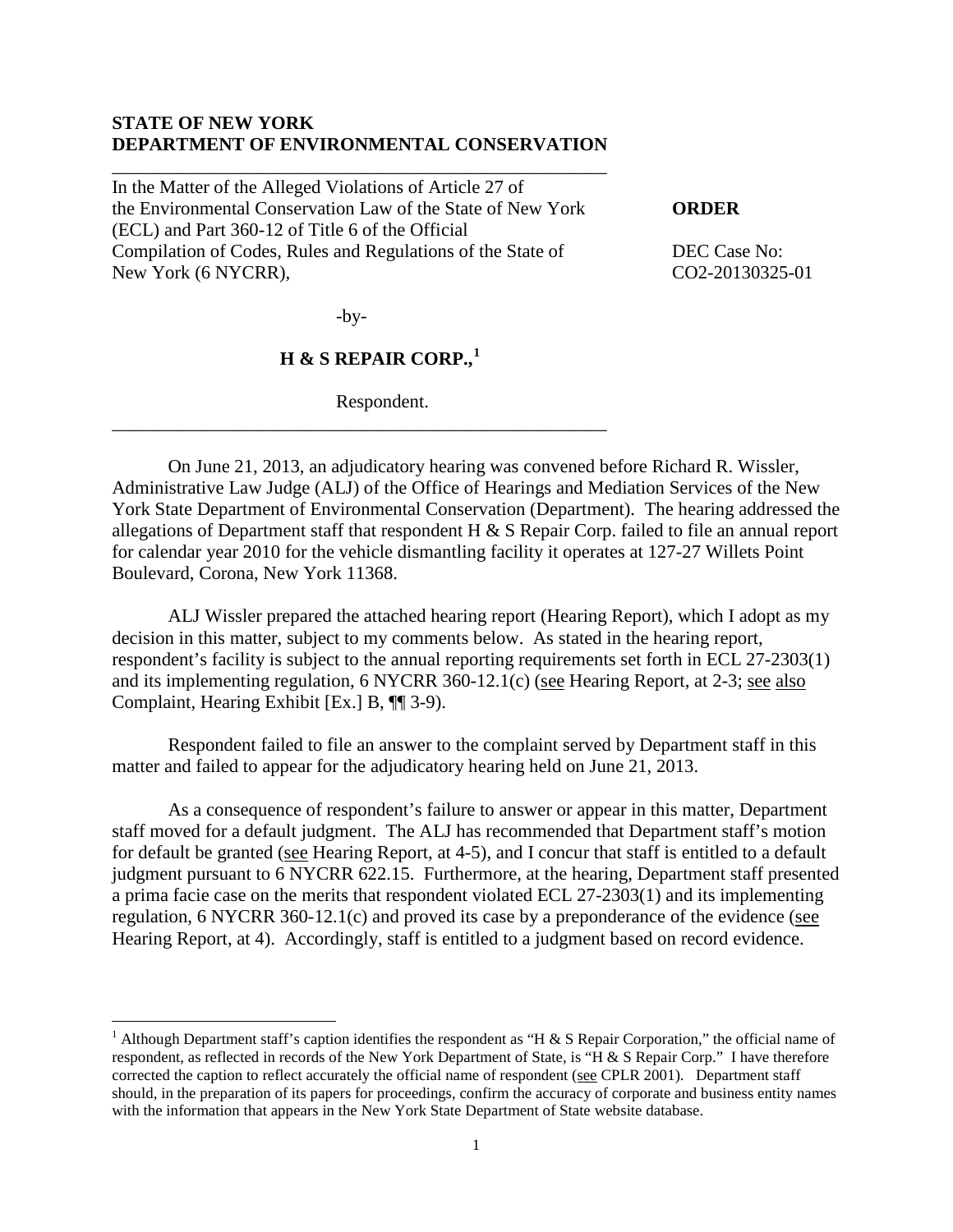**STATE OF NEW YORK**
**DEPARTMENT OF ENVIRONMENTAL CONSERVATION**

In the Matter of the Alleged Violations of Article 27 of the Environmental Conservation Law of the State of New York (ECL) and Part 360-12 of Title 6 of the Official Compilation of Codes, Rules and Regulations of the State of New York (6 NYCRR),

-by-

**H & S REPAIR CORP.,**[1]

Respondent.

**ORDER**

DEC Case No: CO2-20130325-01

On June 21, 2013, an adjudicatory hearing was convened before Richard R. Wissler, Administrative Law Judge (ALJ) of the Office of Hearings and Mediation Services of the New York State Department of Environmental Conservation (Department). The hearing addressed the allegations of Department staff that respondent H & S Repair Corp. failed to file an annual report for calendar year 2010 for the vehicle dismantling facility it operates at 127-27 Willets Point Boulevard, Corona, New York 11368.

ALJ Wissler prepared the attached hearing report (Hearing Report), which I adopt as my decision in this matter, subject to my comments below. As stated in the hearing report, respondent's facility is subject to the annual reporting requirements set forth in ECL 27-2303(1) and its implementing regulation, 6 NYCRR 360-12.1(c) (see Hearing Report, at 2-3; see also Complaint, Hearing Exhibit [Ex.] B, ¶¶ 3-9).

Respondent failed to file an answer to the complaint served by Department staff in this matter and failed to appear for the adjudicatory hearing held on June 21, 2013.

As a consequence of respondent's failure to answer or appear in this matter, Department staff moved for a default judgment. The ALJ has recommended that Department staff's motion for default be granted (see Hearing Report, at 4-5), and I concur that staff is entitled to a default judgment pursuant to 6 NYCRR 622.15. Furthermore, at the hearing, Department staff presented a prima facie case on the merits that respondent violated ECL 27-2303(1) and its implementing regulation, 6 NYCRR 360-12.1(c) and proved its case by a preponderance of the evidence (see Hearing Report, at 4). Accordingly, staff is entitled to a judgment based on record evidence.

[1] Although Department staff's caption identifies the respondent as "H & S Repair Corporation," the official name of respondent, as reflected in records of the New York Department of State, is "H & S Repair Corp." I have therefore corrected the caption to reflect accurately the official name of respondent (see CPLR 2001). Department staff should, in the preparation of its papers for proceedings, confirm the accuracy of corporate and business entity names with the information that appears in the New York State Department of State website database.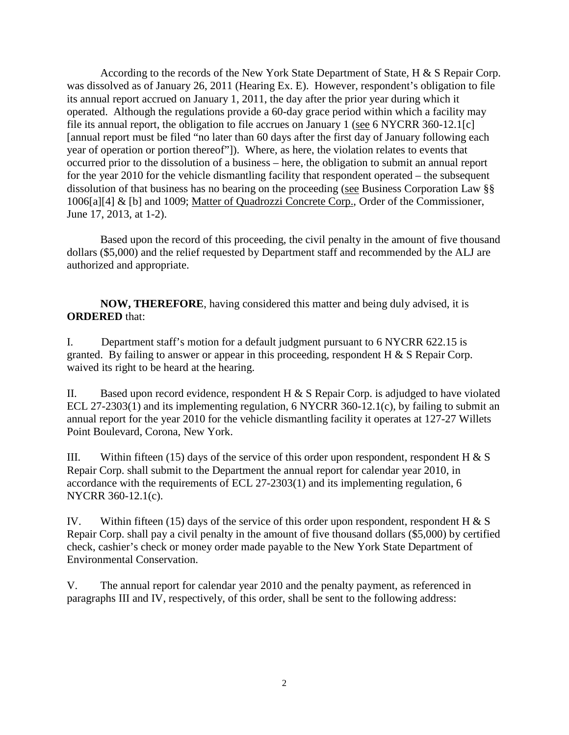According to the records of the New York State Department of State, H & S Repair Corp. was dissolved as of January 26, 2011 (Hearing Ex. E). However, respondent's obligation to file its annual report accrued on January 1, 2011, the day after the prior year during which it operated. Although the regulations provide a 60-day grace period within which a facility may file its annual report, the obligation to file accrues on January 1 (see 6 NYCRR 360-12.1[c] [annual report must be filed "no later than 60 days after the first day of January following each year of operation or portion thereof"]). Where, as here, the violation relates to events that occurred prior to the dissolution of a business – here, the obligation to submit an annual report for the year 2010 for the vehicle dismantling facility that respondent operated – the subsequent dissolution of that business has no bearing on the proceeding (see Business Corporation Law §§ 1006[a][4] & [b] and 1009; Matter of Quadrozzi Concrete Corp., Order of the Commissioner, June 17, 2013, at 1-2).

Based upon the record of this proceeding, the civil penalty in the amount of five thousand dollars ($5,000) and the relief requested by Department staff and recommended by the ALJ are authorized and appropriate.

**NOW, THEREFORE**, having considered this matter and being duly advised, it is **ORDERED** that:

I. Department staff's motion for a default judgment pursuant to 6 NYCRR 622.15 is granted. By failing to answer or appear in this proceeding, respondent H & S Repair Corp. waived its right to be heard at the hearing.

II. Based upon record evidence, respondent H & S Repair Corp. is adjudged to have violated ECL 27-2303(1) and its implementing regulation, 6 NYCRR 360-12.1(c), by failing to submit an annual report for the year 2010 for the vehicle dismantling facility it operates at 127-27 Willets Point Boulevard, Corona, New York.

III. Within fifteen (15) days of the service of this order upon respondent, respondent H & S Repair Corp. shall submit to the Department the annual report for calendar year 2010, in accordance with the requirements of ECL 27-2303(1) and its implementing regulation, 6 NYCRR 360-12.1(c).

IV. Within fifteen (15) days of the service of this order upon respondent, respondent H & S Repair Corp. shall pay a civil penalty in the amount of five thousand dollars ($5,000) by certified check, cashier's check or money order made payable to the New York State Department of Environmental Conservation.

V. The annual report for calendar year 2010 and the penalty payment, as referenced in paragraphs III and IV, respectively, of this order, shall be sent to the following address: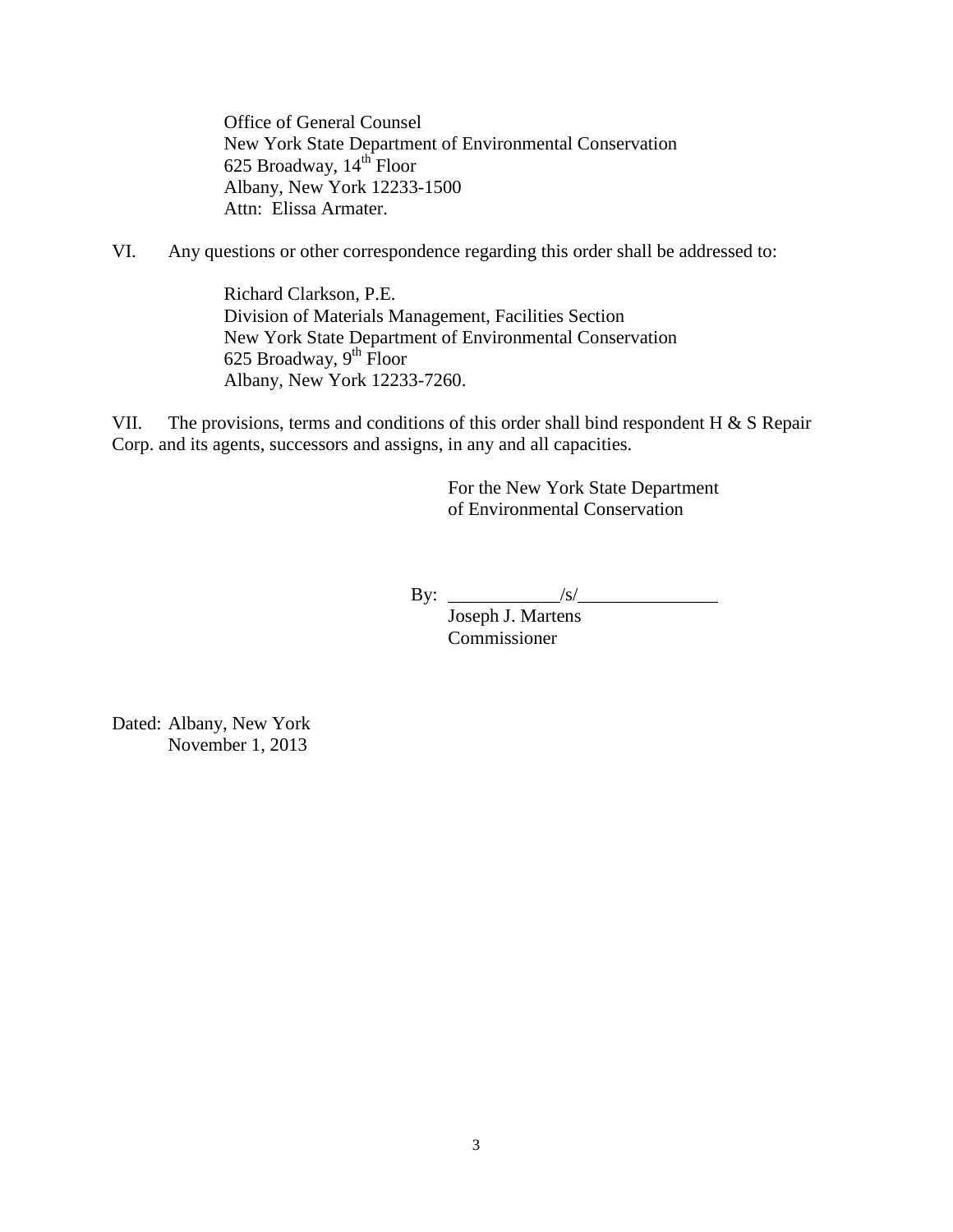Office of General Counsel
New York State Department of Environmental Conservation
625 Broadway, 14th Floor
Albany, New York 12233-1500
Attn: Elissa Armater.

VI. Any questions or other correspondence regarding this order shall be addressed to:

Richard Clarkson, P.E.
Division of Materials Management, Facilities Section
New York State Department of Environmental Conservation
625 Broadway, 9th Floor
Albany, New York 12233-7260.

VII. The provisions, terms and conditions of this order shall bind respondent H & S Repair Corp. and its agents, successors and assigns, in any and all capacities.

For the New York State Department of Environmental Conservation

By: ____________/s/_______________
Joseph J. Martens
Commissioner

Dated: Albany, New York
November 1, 2013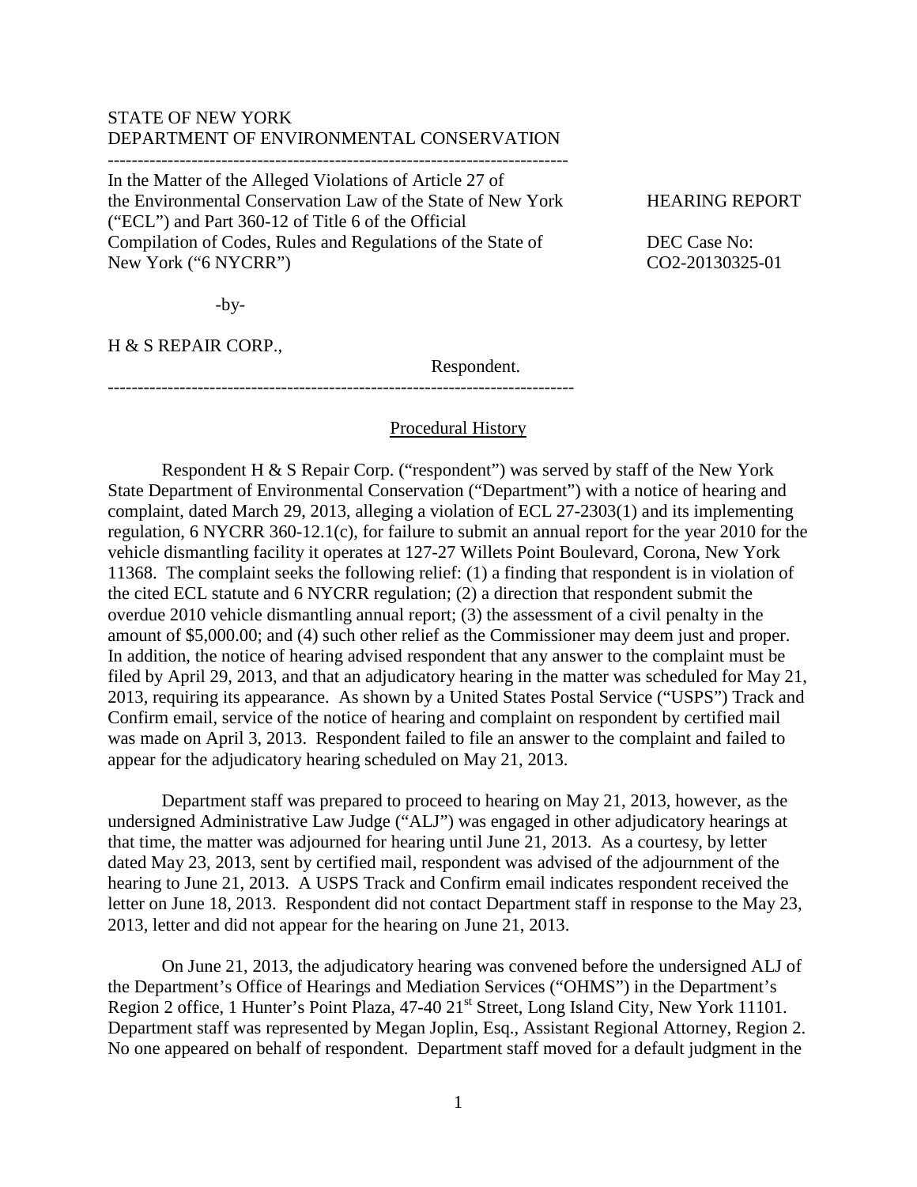STATE OF NEW YORK
DEPARTMENT OF ENVIRONMENTAL CONSERVATION

---

In the Matter of the Alleged Violations of Article 27 of the Environmental Conservation Law of the State of New York ("ECL") and Part 360-12 of Title 6 of the Official Compilation of Codes, Rules and Regulations of the State of New York ("6 NYCRR")

-by-

H & S REPAIR CORP.,

Respondent.

HEARING REPORT

DEC Case No:
CO2-20130325-01

---

## Procedural History

Respondent H & S Repair Corp. ("respondent") was served by staff of the New York State Department of Environmental Conservation ("Department") with a notice of hearing and complaint, dated March 29, 2013, alleging a violation of ECL 27-2303(1) and its implementing regulation, 6 NYCRR 360-12.1(c), for failure to submit an annual report for the year 2010 for the vehicle dismantling facility it operates at 127-27 Willets Point Boulevard, Corona, New York 11368. The complaint seeks the following relief: (1) a finding that respondent is in violation of the cited ECL statute and 6 NYCRR regulation; (2) a direction that respondent submit the overdue 2010 vehicle dismantling annual report; (3) the assessment of a civil penalty in the amount of $5,000.00; and (4) such other relief as the Commissioner may deem just and proper. In addition, the notice of hearing advised respondent that any answer to the complaint must be filed by April 29, 2013, and that an adjudicatory hearing in the matter was scheduled for May 21, 2013, requiring its appearance. As shown by a United States Postal Service ("USPS") Track and Confirm email, service of the notice of hearing and complaint on respondent by certified mail was made on April 3, 2013. Respondent failed to file an answer to the complaint and failed to appear for the adjudicatory hearing scheduled on May 21, 2013.

Department staff was prepared to proceed to hearing on May 21, 2013, however, as the undersigned Administrative Law Judge ("ALJ") was engaged in other adjudicatory hearings at that time, the matter was adjourned for hearing until June 21, 2013. As a courtesy, by letter dated May 23, 2013, sent by certified mail, respondent was advised of the adjournment of the hearing to June 21, 2013. A USPS Track and Confirm email indicates respondent received the letter on June 18, 2013. Respondent did not contact Department staff in response to the May 23, 2013, letter and did not appear for the hearing on June 21, 2013.

On June 21, 2013, the adjudicatory hearing was convened before the undersigned ALJ of the Department's Office of Hearings and Mediation Services ("OHMS") in the Department's Region 2 office, 1 Hunter's Point Plaza, 47-40 21st Street, Long Island City, New York 11101. Department staff was represented by Megan Joplin, Esq., Assistant Regional Attorney, Region 2. No one appeared on behalf of respondent. Department staff moved for a default judgment in the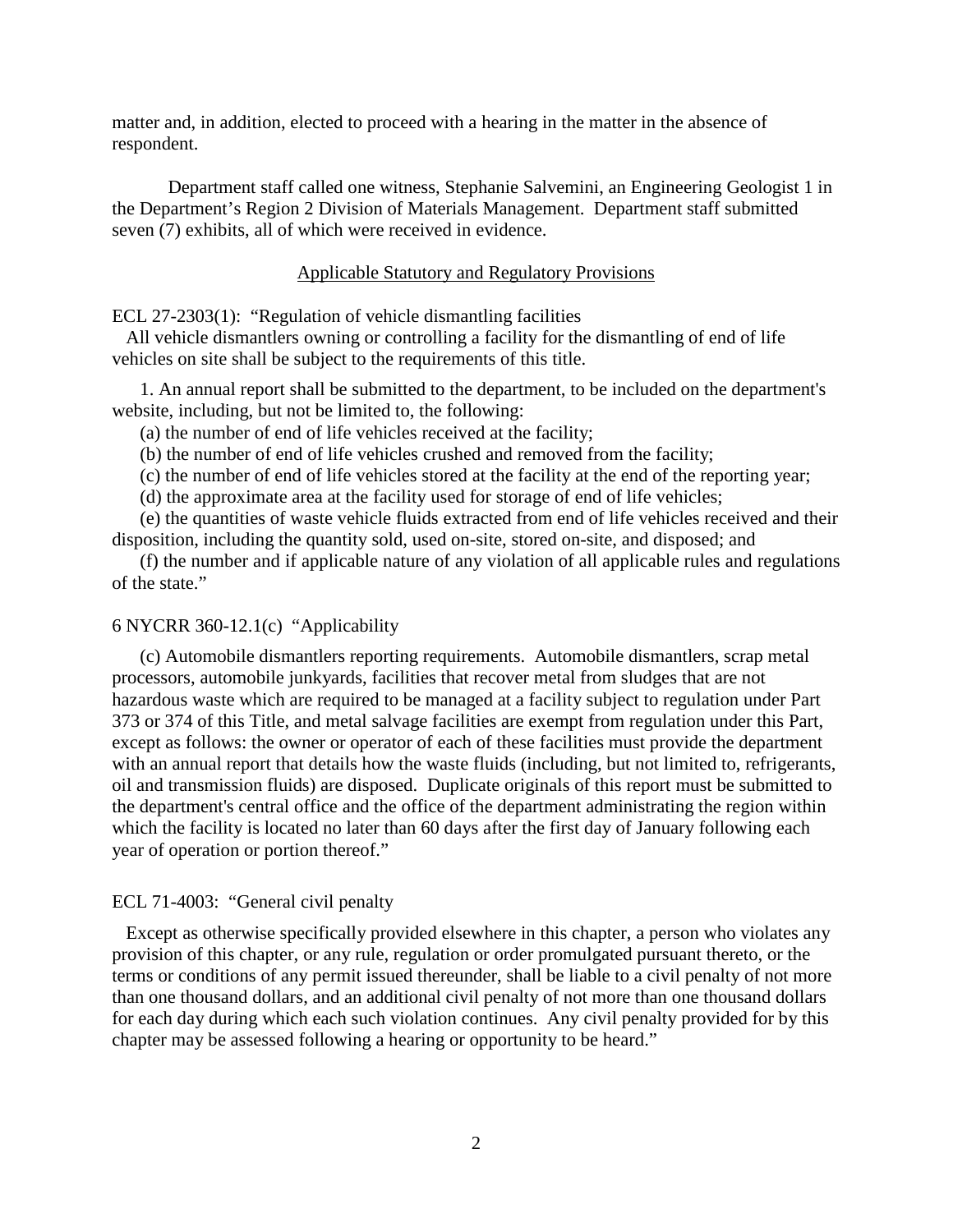matter and, in addition, elected to proceed with a hearing in the matter in the absence of respondent.

Department staff called one witness, Stephanie Salvemini, an Engineering Geologist 1 in the Department's Region 2 Division of Materials Management. Department staff submitted seven (7) exhibits, all of which were received in evidence.

## Applicable Statutory and Regulatory Provisions

ECL 27-2303(1): "Regulation of vehicle dismantling facilities

All vehicle dismantlers owning or controlling a facility for the dismantling of end of life vehicles on site shall be subject to the requirements of this title.

1. An annual report shall be submitted to the department, to be included on the department's website, including, but not be limited to, the following:

(a) the number of end of life vehicles received at the facility;

(b) the number of end of life vehicles crushed and removed from the facility;

(c) the number of end of life vehicles stored at the facility at the end of the reporting year;

(d) the approximate area at the facility used for storage of end of life vehicles;

(e) the quantities of waste vehicle fluids extracted from end of life vehicles received and their disposition, including the quantity sold, used on-site, stored on-site, and disposed; and

(f) the number and if applicable nature of any violation of all applicable rules and regulations of the state."

6 NYCRR 360-12.1(c) "Applicability

(c) Automobile dismantlers reporting requirements. Automobile dismantlers, scrap metal processors, automobile junkyards, facilities that recover metal from sludges that are not hazardous waste which are required to be managed at a facility subject to regulation under Part 373 or 374 of this Title, and metal salvage facilities are exempt from regulation under this Part, except as follows: the owner or operator of each of these facilities must provide the department with an annual report that details how the waste fluids (including, but not limited to, refrigerants, oil and transmission fluids) are disposed. Duplicate originals of this report must be submitted to the department's central office and the office of the department administrating the region within which the facility is located no later than 60 days after the first day of January following each year of operation or portion thereof."

ECL 71-4003: "General civil penalty

Except as otherwise specifically provided elsewhere in this chapter, a person who violates any provision of this chapter, or any rule, regulation or order promulgated pursuant thereto, or the terms or conditions of any permit issued thereunder, shall be liable to a civil penalty of not more than one thousand dollars, and an additional civil penalty of not more than one thousand dollars for each day during which each such violation continues. Any civil penalty provided for by this chapter may be assessed following a hearing or opportunity to be heard."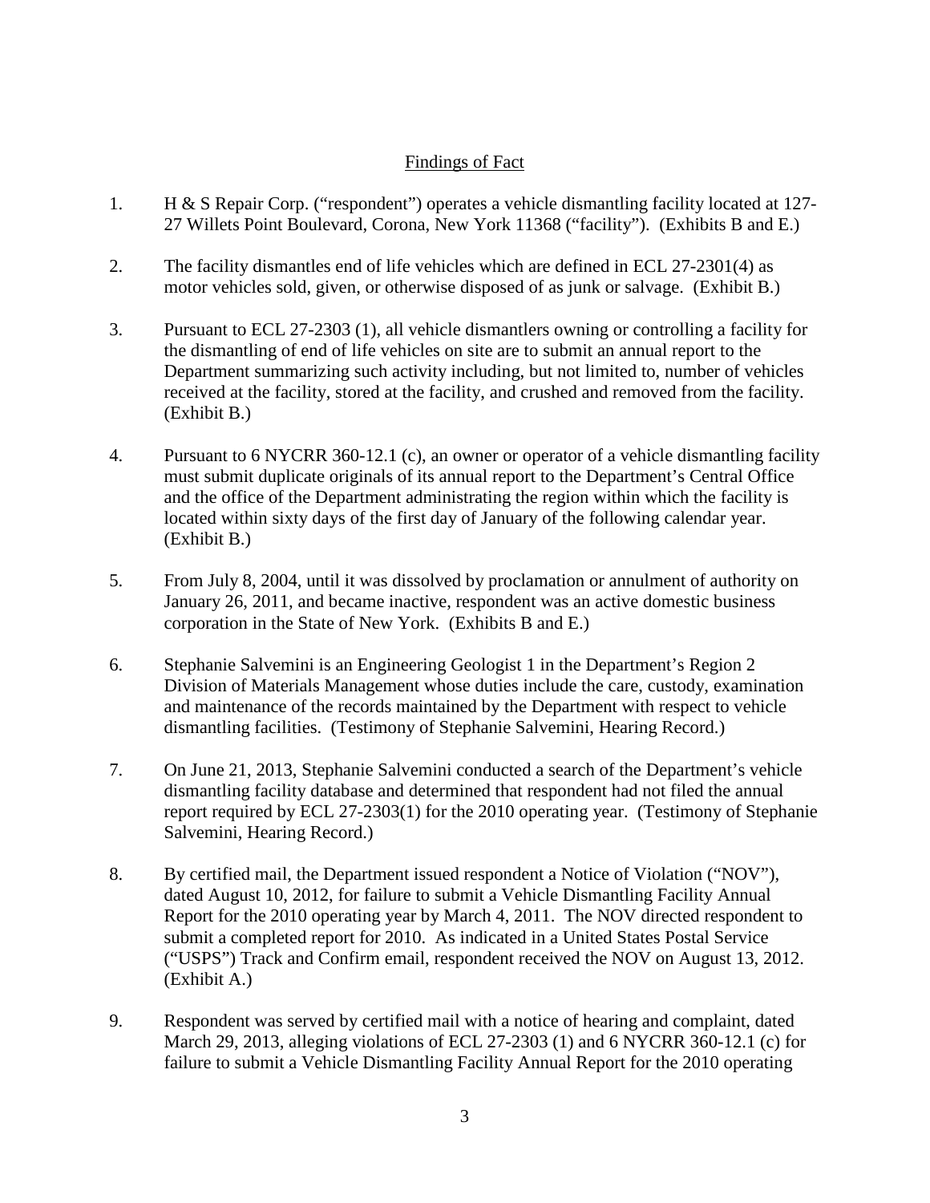## Findings of Fact

1. H & S Repair Corp. ("respondent") operates a vehicle dismantling facility located at 127-27 Willets Point Boulevard, Corona, New York 11368 ("facility"). (Exhibits B and E.)

2. The facility dismantles end of life vehicles which are defined in ECL 27-2301(4) as motor vehicles sold, given, or otherwise disposed of as junk or salvage. (Exhibit B.)

3. Pursuant to ECL 27-2303 (1), all vehicle dismantlers owning or controlling a facility for the dismantling of end of life vehicles on site are to submit an annual report to the Department summarizing such activity including, but not limited to, number of vehicles received at the facility, stored at the facility, and crushed and removed from the facility. (Exhibit B.)

4. Pursuant to 6 NYCRR 360-12.1 (c), an owner or operator of a vehicle dismantling facility must submit duplicate originals of its annual report to the Department's Central Office and the office of the Department administrating the region within which the facility is located within sixty days of the first day of January of the following calendar year. (Exhibit B.)

5. From July 8, 2004, until it was dissolved by proclamation or annulment of authority on January 26, 2011, and became inactive, respondent was an active domestic business corporation in the State of New York. (Exhibits B and E.)

6. Stephanie Salvemini is an Engineering Geologist 1 in the Department's Region 2 Division of Materials Management whose duties include the care, custody, examination and maintenance of the records maintained by the Department with respect to vehicle dismantling facilities. (Testimony of Stephanie Salvemini, Hearing Record.)

7. On June 21, 2013, Stephanie Salvemini conducted a search of the Department's vehicle dismantling facility database and determined that respondent had not filed the annual report required by ECL 27-2303(1) for the 2010 operating year. (Testimony of Stephanie Salvemini, Hearing Record.)

8. By certified mail, the Department issued respondent a Notice of Violation ("NOV"), dated August 10, 2012, for failure to submit a Vehicle Dismantling Facility Annual Report for the 2010 operating year by March 4, 2011. The NOV directed respondent to submit a completed report for 2010. As indicated in a United States Postal Service ("USPS") Track and Confirm email, respondent received the NOV on August 13, 2012. (Exhibit A.)

9. Respondent was served by certified mail with a notice of hearing and complaint, dated March 29, 2013, alleging violations of ECL 27-2303 (1) and 6 NYCRR 360-12.1 (c) for failure to submit a Vehicle Dismantling Facility Annual Report for the 2010 operating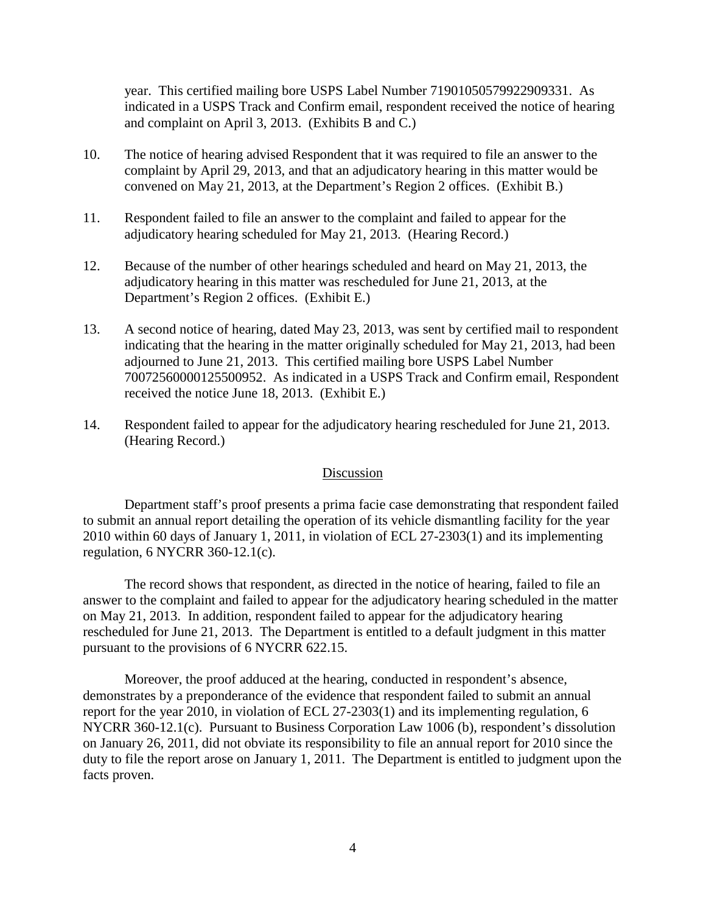year. This certified mailing bore USPS Label Number 71901050579922909331. As indicated in a USPS Track and Confirm email, respondent received the notice of hearing and complaint on April 3, 2013. (Exhibits B and C.)

10. The notice of hearing advised Respondent that it was required to file an answer to the complaint by April 29, 2013, and that an adjudicatory hearing in this matter would be convened on May 21, 2013, at the Department's Region 2 offices. (Exhibit B.)

11. Respondent failed to file an answer to the complaint and failed to appear for the adjudicatory hearing scheduled for May 21, 2013. (Hearing Record.)

12. Because of the number of other hearings scheduled and heard on May 21, 2013, the adjudicatory hearing in this matter was rescheduled for June 21, 2013, at the Department's Region 2 offices. (Exhibit E.)

13. A second notice of hearing, dated May 23, 2013, was sent by certified mail to respondent indicating that the hearing in the matter originally scheduled for May 21, 2013, had been adjourned to June 21, 2013. This certified mailing bore USPS Label Number 70072560000125500952. As indicated in a USPS Track and Confirm email, Respondent received the notice June 18, 2013. (Exhibit E.)

14. Respondent failed to appear for the adjudicatory hearing rescheduled for June 21, 2013. (Hearing Record.)

## Discussion

Department staff's proof presents a prima facie case demonstrating that respondent failed to submit an annual report detailing the operation of its vehicle dismantling facility for the year 2010 within 60 days of January 1, 2011, in violation of ECL 27-2303(1) and its implementing regulation, 6 NYCRR 360-12.1(c).

The record shows that respondent, as directed in the notice of hearing, failed to file an answer to the complaint and failed to appear for the adjudicatory hearing scheduled in the matter on May 21, 2013. In addition, respondent failed to appear for the adjudicatory hearing rescheduled for June 21, 2013. The Department is entitled to a default judgment in this matter pursuant to the provisions of 6 NYCRR 622.15.

Moreover, the proof adduced at the hearing, conducted in respondent's absence, demonstrates by a preponderance of the evidence that respondent failed to submit an annual report for the year 2010, in violation of ECL 27-2303(1) and its implementing regulation, 6 NYCRR 360-12.1(c). Pursuant to Business Corporation Law 1006 (b), respondent's dissolution on January 26, 2011, did not obviate its responsibility to file an annual report for 2010 since the duty to file the report arose on January 1, 2011. The Department is entitled to judgment upon the facts proven.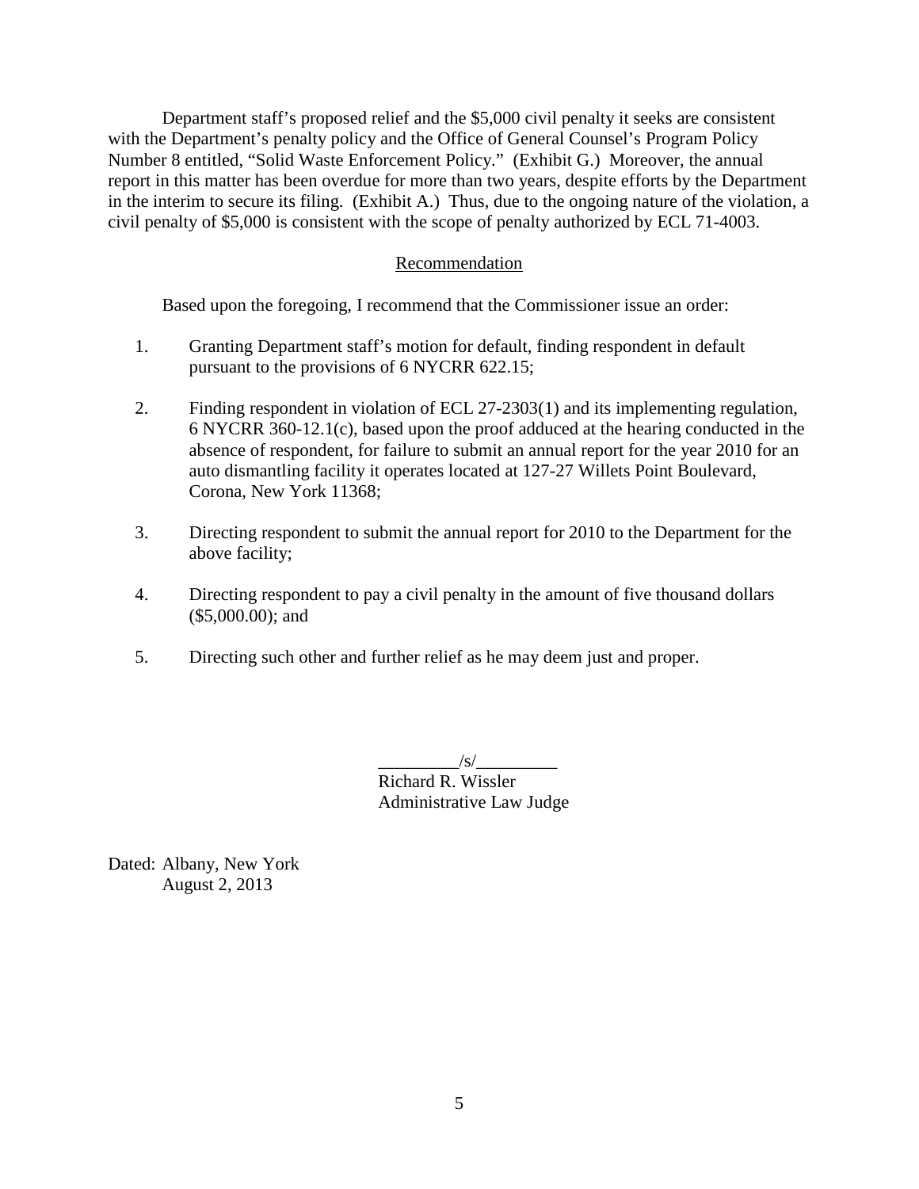Department staff's proposed relief and the $5,000 civil penalty it seeks are consistent with the Department's penalty policy and the Office of General Counsel's Program Policy Number 8 entitled, "Solid Waste Enforcement Policy." (Exhibit G.) Moreover, the annual report in this matter has been overdue for more than two years, despite efforts by the Department in the interim to secure its filing. (Exhibit A.) Thus, due to the ongoing nature of the violation, a civil penalty of $5,000 is consistent with the scope of penalty authorized by ECL 71-4003.

## Recommendation

Based upon the foregoing, I recommend that the Commissioner issue an order:

1. Granting Department staff's motion for default, finding respondent in default pursuant to the provisions of 6 NYCRR 622.15;

2. Finding respondent in violation of ECL 27-2303(1) and its implementing regulation, 6 NYCRR 360-12.1(c), based upon the proof adduced at the hearing conducted in the absence of respondent, for failure to submit an annual report for the year 2010 for an auto dismantling facility it operates located at 127-27 Willets Point Boulevard, Corona, New York 11368;

3. Directing respondent to submit the annual report for 2010 to the Department for the above facility;

4. Directing respondent to pay a civil penalty in the amount of five thousand dollars ($5,000.00); and

5. Directing such other and further relief as he may deem just and proper.

_________/s/_________
Richard R. Wissler
Administrative Law Judge

Dated: Albany, New York
August 2, 2013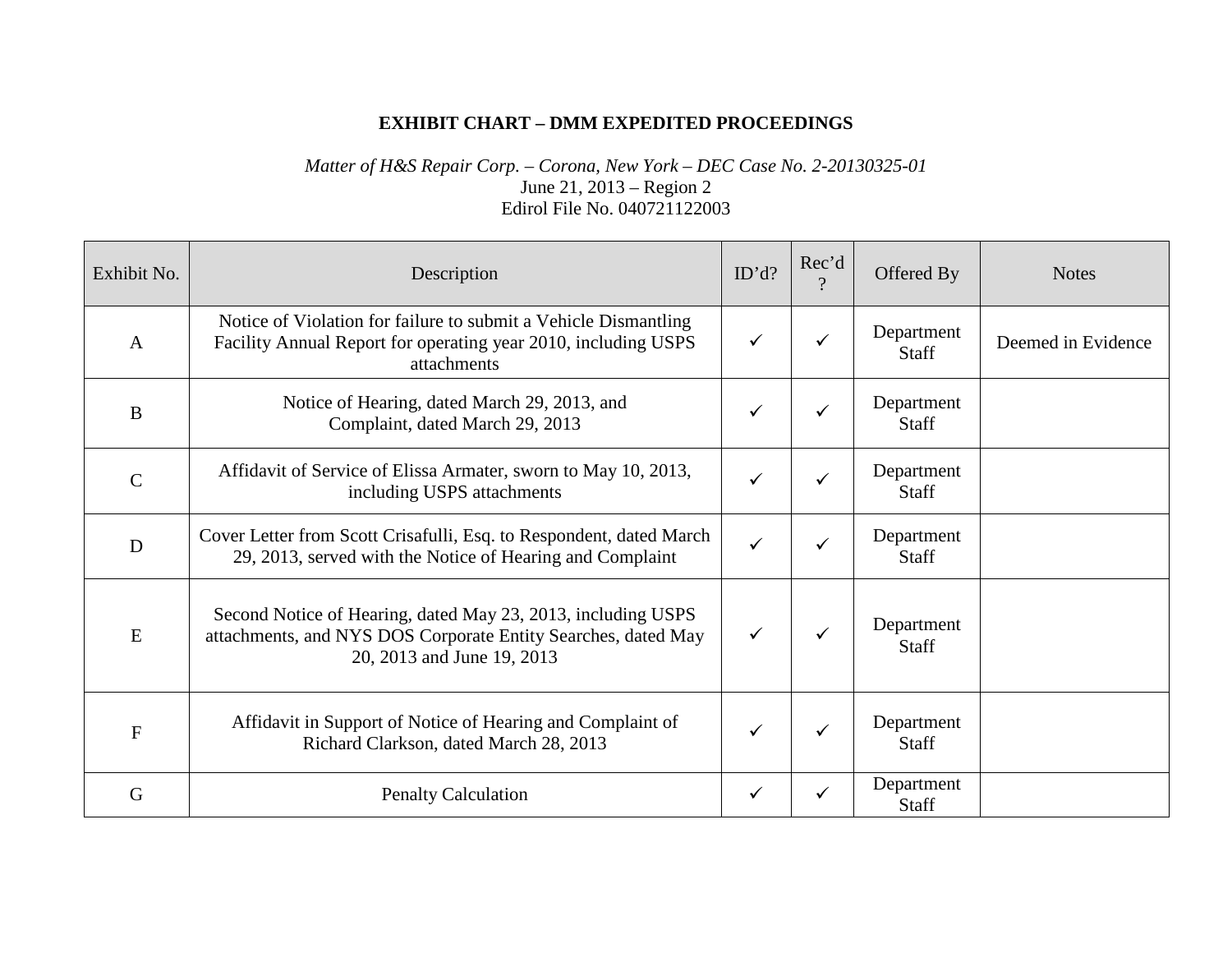**EXHIBIT CHART – DMM EXPEDITED PROCEEDINGS**

*Matter of H&S Repair Corp. – Corona, New York – DEC Case No. 2-20130325-01*
June 21, 2013 – Region 2
Edirol File No. 040721122003

| Exhibit No. | Description | ID'd? | Rec'd ? | Offered By | Notes |
|---|---|---|---|---|---|
| A | Notice of Violation for failure to submit a Vehicle Dismantling Facility Annual Report for operating year 2010, including USPS attachments | ✓ | ✓ | Department Staff | Deemed in Evidence |
| B | Notice of Hearing, dated March 29, 2013, and Complaint, dated March 29, 2013 | ✓ | ✓ | Department Staff | |
| C | Affidavit of Service of Elissa Armater, sworn to May 10, 2013, including USPS attachments | ✓ | ✓ | Department Staff | |
| D | Cover Letter from Scott Crisafulli, Esq. to Respondent, dated March 29, 2013, served with the Notice of Hearing and Complaint | ✓ | ✓ | Department Staff | |
| E | Second Notice of Hearing, dated May 23, 2013, including USPS attachments, and NYS DOS Corporate Entity Searches, dated May 20, 2013 and June 19, 2013 | ✓ | ✓ | Department Staff | |
| F | Affidavit in Support of Notice of Hearing and Complaint of Richard Clarkson, dated March 28, 2013 | ✓ | ✓ | Department Staff | |
| G | Penalty Calculation | ✓ | ✓ | Department Staff | |